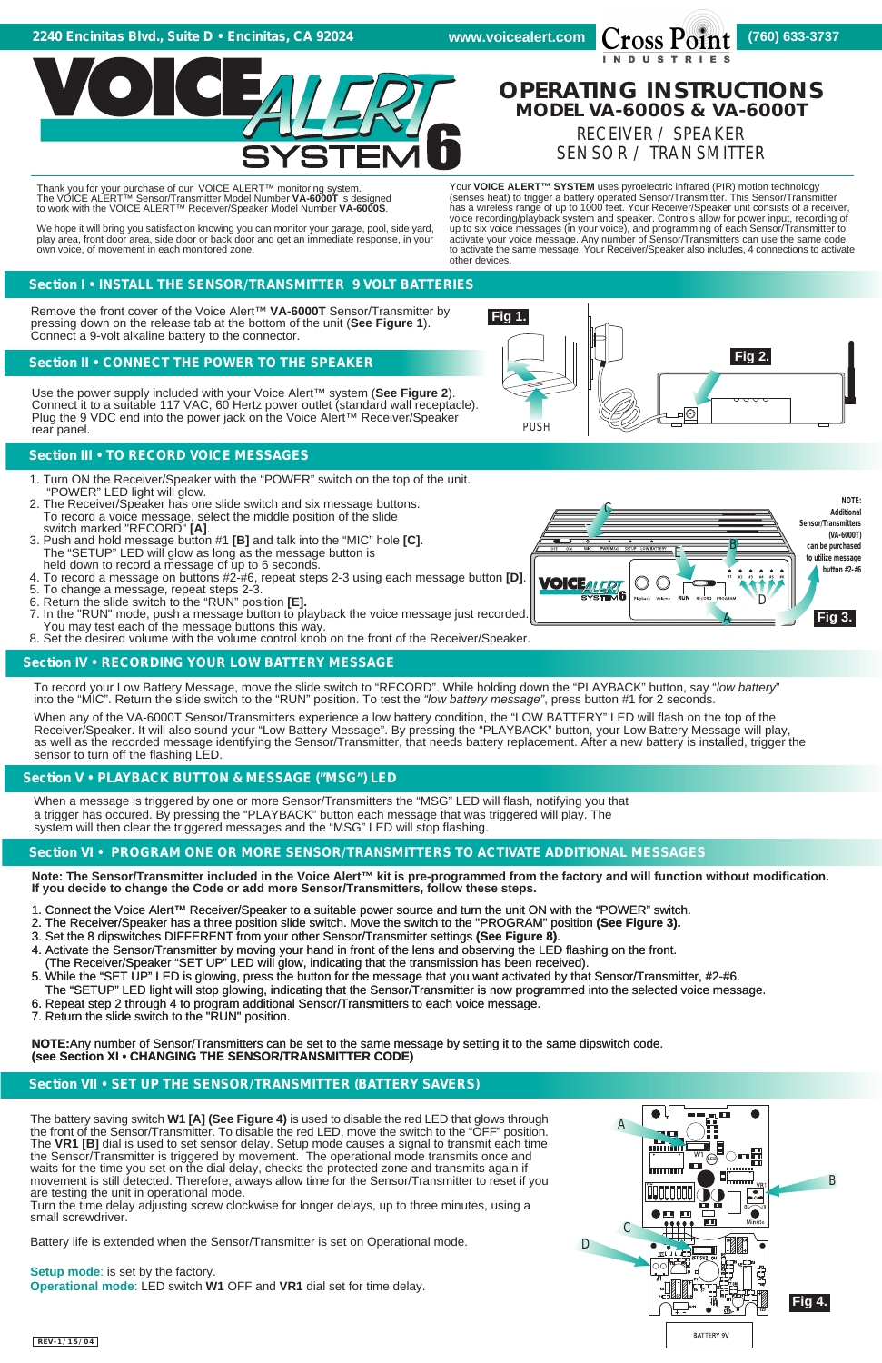2240 Encinitas Blvd., Suite D • Encinitas, CA 92024 www.voicealert.com Cross Point INDUSTRIES (760) 633-3737

# VOICE ALERT SYSTEM 6

## OPERATING INSTRUCTIONS
### MODEL VA-6000S & VA-6000T
RECEIVER / SPEAKER
SENSOR / TRANSMITTER

Thank you for your purchase of our VOICE ALERT™ monitoring system.
The VOICE ALERT™ Sensor/Transmitter Model Number **VA-6000T** is designed to work with the VOICE ALERT™ Receiver/Speaker Model Number **VA-6000S**.

We hope it will bring you satisfaction knowing you can monitor your garage, pool, side yard, play area, front door area, side door or back door and get an immediate response, in your own voice, of movement in each monitored zone.

Your **VOICE ALERT™ SYSTEM** uses pyroelectric infrared (PIR) motion technology (senses heat) to trigger a battery operated Sensor/Transmitter. This Sensor/Transmitter has a wireless range of up to 1000 feet. Your Receiver/Speaker unit consists of a receiver, voice recording/playback system and speaker. Controls allow for power input, recording of up to six voice messages (in your voice), and programming of each Sensor/Transmitter to activate your voice message. Any number of Sensor/Transmitters can use the same code to activate the same message. Your Receiver/Speaker also includes, 4 connections to activate other devices.

## Section I • INSTALL THE SENSOR/TRANSMITTER 9 VOLT BATTERIES

Remove the front cover of the Voice Alert™ **VA-6000T** Sensor/Transmitter by pressing down on the release tab at the bottom of the unit (**See Figure 1**). Connect a 9-volt alkaline battery to the connector.

Fig 1.

PUSH

## Section II • CONNECT THE POWER TO THE SPEAKER

Use the power supply included with your Voice Alert™ system (**See Figure 2**). Connect it to a suitable 117 VAC, 60 Hertz power outlet (standard wall receptacle). Plug the 9 VDC end into the power jack on the Voice Alert™ Receiver/Speaker rear panel.

Fig 2.

## Section III • TO RECORD VOICE MESSAGES

1. Turn ON the Receiver/Speaker with the "POWER" switch on the top of the unit. "POWER" LED light will glow.
2. The Receiver/Speaker has one slide switch and six message buttons. To record a voice message, select the middle position of the slide switch marked "RECORD" **[A]**.
3. Push and hold message button #1 **[B]** and talk into the "MIC" hole **[C]**. The "SETUP" LED will glow as long as the message button is held down to record a message of up to 6 seconds.
4. To record a message on buttons #2-#6, repeat steps 2-3 using each message button **[D]**.
5. To change a message, repeat steps 2-3.
6. Return the slide switch to the "RUN" position **[E].**
7. In the "RUN" mode, push a message button to playback the voice message just recorded. You may test each of the message buttons this way.
8. Set the desired volume with the volume control knob on the front of the Receiver/Speaker.

NOTE: Additional Sensor/Transmitters (VA-6000T) can be purchased to utilize message button #2-#6

Fig 3.

## Section IV • RECORDING YOUR LOW BATTERY MESSAGE

To record your Low Battery Message, move the slide switch to "RECORD". While holding down the "PLAYBACK" button, say "*low battery*" into the "MIC". Return the slide switch to the "RUN" position. To test the *"low battery message"*, press button #1 for 2 seconds.

When any of the VA-6000T Sensor/Transmitters experience a low battery condition, the "LOW BATTERY" LED will flash on the top of the Receiver/Speaker. It will also sound your "Low Battery Message". By pressing the "PLAYBACK" button, your Low Battery Message will play, as well as the recorded message identifying the Sensor/Transmitter, that needs battery replacement. After a new battery is installed, trigger the sensor to turn off the flashing LED.

## Section V • PLAYBACK BUTTON & MESSAGE ("MSG") LED

When a message is triggered by one or more Sensor/Transmitters the "MSG" LED will flash, notifying you that a trigger has occured. By pressing the "PLAYBACK" button each message that was triggered will play. The system will then clear the triggered messages and the "MSG" LED will stop flashing.

## Section VI • PROGRAM ONE OR MORE SENSOR/TRANSMITTERS TO ACTIVATE ADDITIONAL MESSAGES

**Note: The Sensor/Transmitter included in the Voice Alert™ kit is pre-programmed from the factory and will function without modification. If you decide to change the Code or add more Sensor/Transmitters, follow these steps.**

1. Connect the Voice Alert™ Receiver/Speaker to a suitable power source and turn the unit ON with the "POWER" switch.
2. The Receiver/Speaker has a three position slide switch. Move the switch to the "PROGRAM" position **(See Figure 3).**
3. Set the 8 dipswitches DIFFERENT from your other Sensor/Transmitter settings **(See Figure 8)**.
4. Activate the Sensor/Transmitter by moving your hand in front of the lens and observing the LED flashing on the front. (The Receiver/Speaker "SET UP" LED will glow, indicating that the transmission has been received).
5. While the "SET UP" LED is glowing, press the button for the message that you want activated by that Sensor/Transmitter, #2-#6. The "SETUP" LED light will stop glowing, indicating that the Sensor/Transmitter is now programmed into the selected voice message.
6. Repeat step 2 through 4 to program additional Sensor/Transmitters to each voice message.
7. Return the slide switch to the "RUN" position.

**NOTE:**Any number of Sensor/Transmitters can be set to the same message by setting it to the same dipswitch code. **(see Section XI • CHANGING THE SENSOR/TRANSMITTER CODE)**

## Section VII • SET UP THE SENSOR/TRANSMITTER (BATTERY SAVERS)

The battery saving switch **W1 [A] (See Figure 4)** is used to disable the red LED that glows through the front of the Sensor/Transmitter. To disable the red LED, move the switch to the "OFF" position. The **VR1 [B]** dial is used to set sensor delay. Setup mode causes a signal to transmit each time the Sensor/Transmitter is triggered by movement. The operational mode transmits once and waits for the time you set on the dial delay, checks the protected zone and transmits again if movement is still detected. Therefore, always allow time for the Sensor/Transmitter to reset if you are testing the unit in operational mode.
Turn the time delay adjusting screw clockwise for longer delays, up to three minutes, using a small screwdriver.

Battery life is extended when the Sensor/Transmitter is set on Operational mode.

**Setup mode**: is set by the factory.
**Operational mode**: LED switch **W1** OFF and **VR1** dial set for time delay.

Fig 4.

BATTERY 9V

REV-1/15/04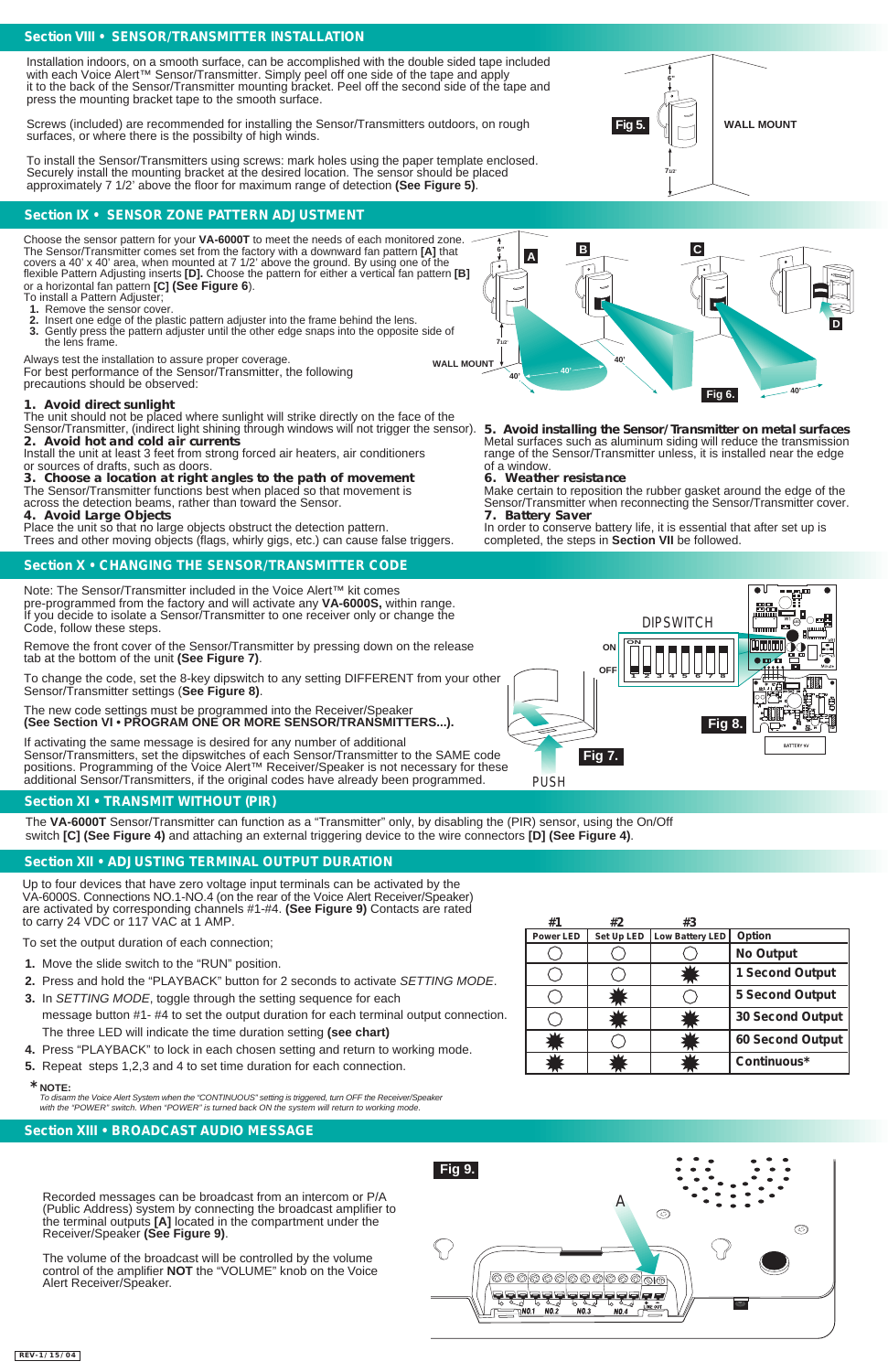## Section VIII • SENSOR/TRANSMITTER INSTALLATION

Installation indoors, on a smooth surface, can be accomplished with the double sided tape included with each Voice Alert™ Sensor/Transmitter. Simply peel off one side of the tape and apply it to the back of the Sensor/Transmitter mounting bracket. Peel off the second side of the tape and press the mounting bracket tape to the smooth surface.

Screws (included) are recommended for installing the Sensor/Transmitters outdoors, on rough surfaces, or where there is the possibilty of high winds.

To install the Sensor/Transmitters using screws: mark holes using the paper template enclosed. Securely install the mounting bracket at the desired location. The sensor should be placed approximately 7 1/2' above the floor for maximum range of detection **(See Figure 5)**.

Fig 5. WALL MOUNT

## Section IX • SENSOR ZONE PATTERN ADJUSTMENT

Choose the sensor pattern for your **VA-6000T** to meet the needs of each monitored zone. The Sensor/Transmitter comes set from the factory with a downward fan pattern **[A]** that covers a 40' x 40' area, when mounted at 7 1/2' above the ground. By using one of the flexible Pattern Adjusting inserts **[D].** Choose the pattern for either a vertical fan pattern **[B]** or a horizontal fan pattern **[C] (See Figure 6)**.

To install a Pattern Adjuster;

1. Remove the sensor cover.
2. Insert one edge of the plastic pattern adjuster into the frame behind the lens.
3. Gently press the pattern adjuster until the other edge snaps into the opposite side of the lens frame.

Always test the installation to assure proper coverage.
For best performance of the Sensor/Transmitter, the following precautions should be observed:

Fig 6.

**1. Avoid direct sunlight**
The unit should not be placed where sunlight will strike directly on the face of the Sensor/Transmitter, (indirect light shining through windows will not trigger the sensor).

**2. Avoid hot and cold air currents**
Install the unit at least 3 feet from strong forced air heaters, air conditioners or sources of drafts, such as doors.

**3. Choose a location at right angles to the path of movement**
The Sensor/Transmitter functions best when placed so that movement is across the detection beams, rather than toward the Sensor.

**4. Avoid Large Objects**
Place the unit so that no large objects obstruct the detection pattern. Trees and other moving objects (flags, whirly gigs, etc.) can cause false triggers.

**5. Avoid installing the Sensor/Transmitter on metal surfaces**
Metal surfaces such as aluminum siding will reduce the transmission range of the Sensor/Transmitter unless, it is installed near the edge of a window.

**6. Weather resistance**
Make certain to reposition the rubber gasket around the edge of the Sensor/Transmitter when reconnecting the Sensor/Transmitter cover.

**7. Battery Saver**
In order to conserve battery life, it is essential that after set up is completed, the steps in **Section VII** be followed.

## Section X • CHANGING THE SENSOR/TRANSMITTER CODE

Note: The Sensor/Transmitter included in the Voice Alert™ kit comes pre-programmed from the factory and will activate any **VA-6000S,** within range. If you decide to isolate a Sensor/Transmitter to one receiver only or change the Code, follow these steps.

Remove the front cover of the Sensor/Transmitter by pressing down on the release tab at the bottom of the unit **(See Figure 7)**.

To change the code, set the 8-key dipswitch to any setting DIFFERENT from your other Sensor/Transmitter settings **(See Figure 8)**.

The new code settings must be programmed into the Receiver/Speaker **(See Section VI • PROGRAM ONE OR MORE SENSOR/TRANSMITTERS...)**.

If activating the same message is desired for any number of additional Sensor/Transmitters, set the dipswitches of each Sensor/Transmitter to the SAME code positions. Programming of the Voice Alert™ Receiver/Speaker is not necessary for these additional Sensor/Transmitters, if the original codes have already been programmed.

Fig 7. PUSH

Fig 8. DIPSWITCH ON OFF

## Section XI • TRANSMIT WITHOUT (PIR)

The **VA-6000T** Sensor/Transmitter can function as a "Transmitter" only, by disabling the (PIR) sensor, using the On/Off switch **[C] (See Figure 4)** and attaching an external triggering device to the wire connectors **[D] (See Figure 4)**.

## Section XII • ADJUSTING TERMINAL OUTPUT DURATION

Up to four devices that have zero voltage input terminals can be activated by the VA-6000S. Connections NO.1-NO.4 (on the rear of the Voice Alert Receiver/Speaker) are activated by corresponding channels #1-#4. **(See Figure 9)** Contacts are rated to carry 24 VDC or 117 VAC at 1 AMP.

To set the output duration of each connection;

1. Move the slide switch to the "RUN" position.
2. Press and hold the "PLAYBACK" button for 2 seconds to activate *SETTING MODE*.
3. In *SETTING MODE*, toggle through the setting sequence for each message button #1- #4 to set the output duration for each terminal output connection. The three LED will indicate the time duration setting **(see chart)**
4. Press "PLAYBACK" to lock in each chosen setting and return to working mode.
5. Repeat steps 1,2,3 and 4 to set time duration for each connection.

| #1 Power LED | #2 Set Up LED | #3 Low Battery LED | Option |
|---|---|---|---|
| ○ | ○ | ○ | No Output |
| ○ | ○ | ✹ | 1 Second Output |
| ○ | ✹ | ○ | 5 Second Output |
| ○ | ✹ | ✹ | 30 Second Output |
| ✹ | ○ | ✹ | 60 Second Output |
| ✹ | ✹ | ✹ | Continuous* |

**\*NOTE:**
*To disarm the Voice Alert System when the "CONTINUOUS" setting is triggered, turn OFF the Receiver/Speaker with the "POWER" switch. When "POWER" is turned back ON the system will return to working mode.*

## Section XIII • BROADCAST AUDIO MESSAGE

Recorded messages can be broadcast from an intercom or P/A (Public Address) system by connecting the broadcast amplifier to the terminal outputs **[A]** located in the compartment under the Receiver/Speaker **(See Figure 9)**.

The volume of the broadcast will be controlled by the volume control of the amplifier **NOT** the "VOLUME" knob on the Voice Alert Receiver/Speaker.

Fig 9.

REV-1/15/04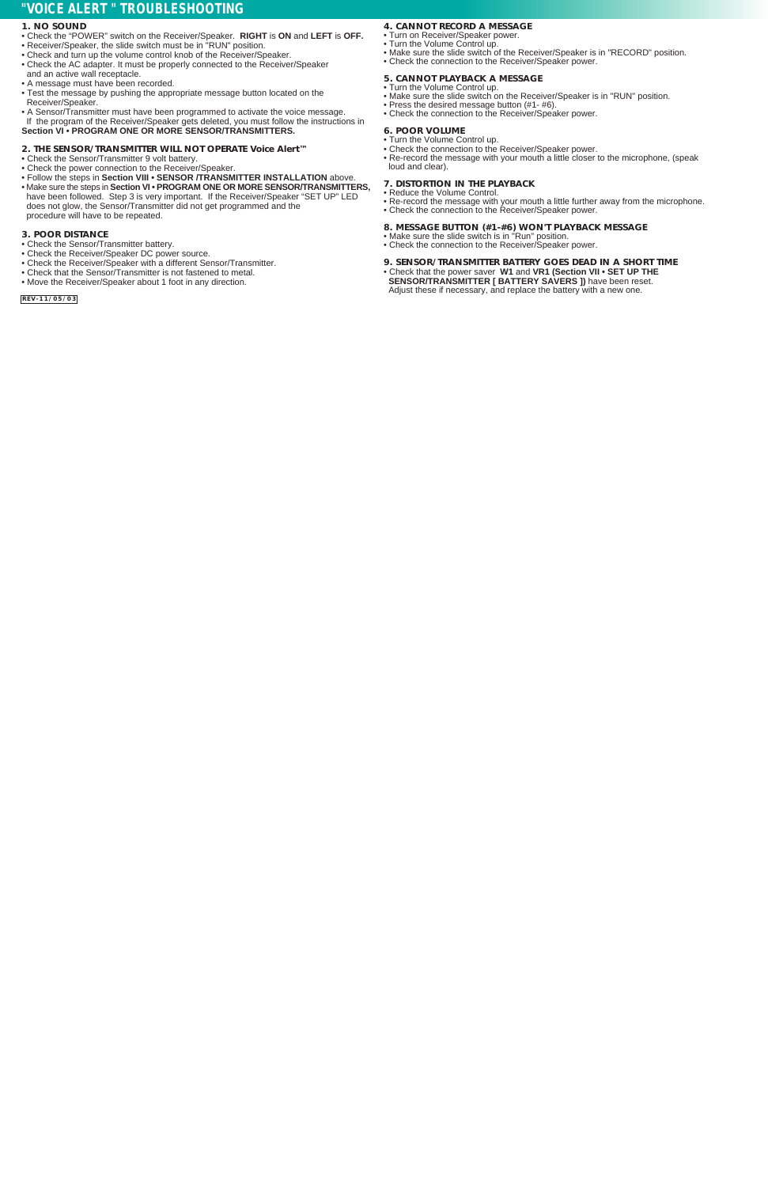# "VOICE ALERT " TROUBLESHOOTING

### 1. NO SOUND

- Check the "POWER" switch on the Receiver/Speaker. **RIGHT** is **ON** and **LEFT** is **OFF.**
- Receiver/Speaker, the slide switch must be in "RUN" position.
- Check and turn up the volume control knob of the Receiver/Speaker.
- Check the AC adapter. It must be properly connected to the Receiver/Speaker and an active wall receptacle.
- A message must have been recorded.
- Test the message by pushing the appropriate message button located on the Receiver/Speaker.
- A Sensor/Transmitter must have been programmed to activate the voice message. If the program of the Receiver/Speaker gets deleted, you must follow the instructions in **Section VI • PROGRAM ONE OR MORE SENSOR/TRANSMITTERS.**

### 2. THE SENSOR/TRANSMITTER WILL NOT OPERATE Voice Alert™

- Check the Sensor/Transmitter 9 volt battery.
- Check the power connection to the Receiver/Speaker.
- Follow the steps in **Section VIII • SENSOR /TRANSMITTER INSTALLATION** above.
- Make sure the steps in **Section VI • PROGRAM ONE OR MORE SENSOR/TRANSMITTERS,** have been followed. Step 3 is very important. If the Receiver/Speaker "SET UP" LED does not glow, the Sensor/Transmitter did not get programmed and the procedure will have to be repeated.

### 3. POOR DISTANCE

- Check the Sensor/Transmitter battery.
- Check the Receiver/Speaker DC power source.
- Check the Receiver/Speaker with a different Sensor/Transmitter.
- Check that the Sensor/Transmitter is not fastened to metal.
- Move the Receiver/Speaker about 1 foot in any direction.

REV-11/05/03

### 4. CANNOT RECORD A MESSAGE

- Turn on Receiver/Speaker power.
- Turn the Volume Control up.
- Make sure the slide switch of the Receiver/Speaker is in "RECORD" position.
- Check the connection to the Receiver/Speaker power.

### 5. CANNOT PLAYBACK A MESSAGE

- Turn the Volume Control up.
- Make sure the slide switch on the Receiver/Speaker is in "RUN" position.
- Press the desired message button (#1- #6).
- Check the connection to the Receiver/Speaker power.

### 6. POOR VOLUME

- Turn the Volume Control up.
- Check the connection to the Receiver/Speaker power.
- Re-record the message with your mouth a little closer to the microphone, (speak loud and clear).

### 7. DISTORTION IN THE PLAYBACK

- Reduce the Volume Control.
- Re-record the message with your mouth a little further away from the microphone.
- Check the connection to the Receiver/Speaker power.

### 8. MESSAGE BUTTON (#1-#6) WON'T PLAYBACK MESSAGE

- Make sure the slide switch is in "Run" position.
- Check the connection to the Receiver/Speaker power.

### 9. SENSOR/TRANSMITTER BATTERY GOES DEAD IN A SHORT TIME

- Check that the power saver **W1** and **VR1 (Section VII • SET UP THE SENSOR/TRANSMITTER [ BATTERY SAVERS ])** have been reset. Adjust these if necessary, and replace the battery with a new one.